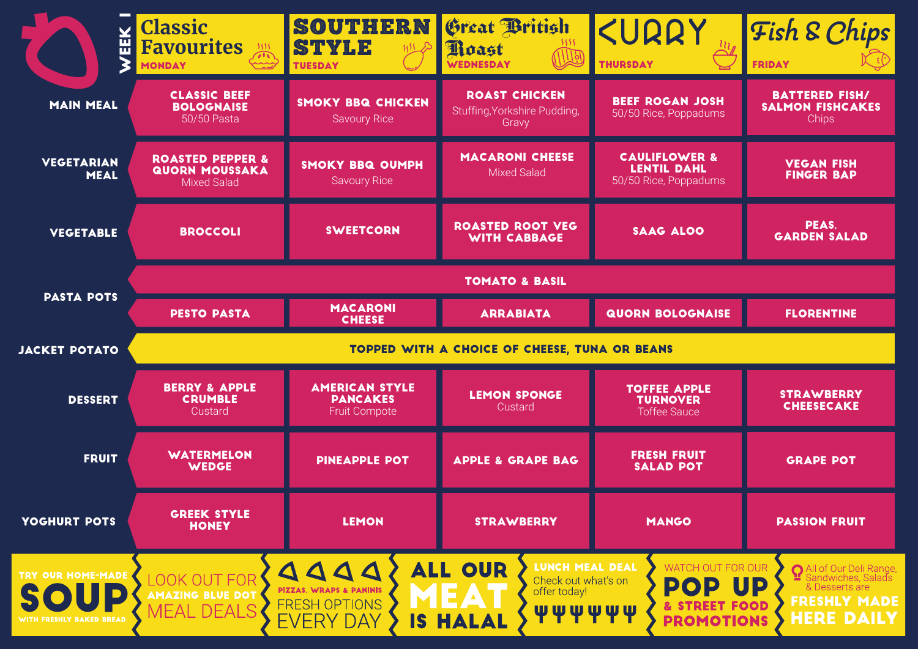# WEEK 1

| | Classic Favourites MONDAY | SOUTHERN STYLE TUESDAY | Great British Roast WEDNESDAY | CURRY THURSDAY | Fish & Chips FRIDAY |
|---|---|---|---|---|---|
| MAIN MEAL | CLASSIC BEEF BOLOGNAISE 50/50 Pasta | SMOKY BBQ CHICKEN Savoury Rice | ROAST CHICKEN Stuffing,Yorkshire Pudding, Gravy | BEEF ROGAN JOSH 50/50 Rice, Poppadums | BATTERED FISH/ SALMON FISHCAKES Chips |
| VEGETARIAN MEAL | ROASTED PEPPER & QUORN MOUSSAKA Mixed Salad | SMOKY BBQ OUMPH Savoury Rice | MACARONI CHEESE Mixed Salad | CAULIFLOWER & LENTIL DAHL 50/50 Rice, Poppadums | VEGAN FISH FINGER BAP |
| VEGETABLE | BROCCOLI | SWEETCORN | ROASTED ROOT VEG WITH CABBAGE | SAAG ALOO | PEAS, GARDEN SALAD |
| PASTA POTS | TOMATO & BASIL | | | | |
| | PESTO PASTA | MACARONI CHEESE | ARRABIATA | QUORN BOLOGNAISE | FLORENTINE |
| JACKET POTATO | TOPPED WITH A CHOICE OF CHEESE, TUNA OR BEANS | | | | |
| DESSERT | BERRY & APPLE CRUMBLE Custard | AMERICAN STYLE PANCAKES Fruit Compote | LEMON SPONGE Custard | TOFFEE APPLE TURNOVER Toffee Sauce | STRAWBERRY CHEESECAKE |
| FRUIT | WATERMELON WEDGE | PINEAPPLE POT | APPLE & GRAPE BAG | FRESH FRUIT SALAD POT | GRAPE POT |
| YOGHURT POTS | GREEK STYLE HONEY | LEMON | STRAWBERRY | MANGO | PASSION FRUIT |

TRY OUR HOME-MADE **SOUP** WITH FRESHLY BAKED BREAD

LOOK OUT FOR AMAZING BLUE DOT MEAL DEALS

PIZZAS, WRAPS & PANINIS FRESH OPTIONS EVERY DAY

**ALL OUR MEAT IS HALAL**

LUNCH MEAL DEAL Check out what's on offer today!

WATCH OUT FOR OUR **POP UP** & STREET FOOD PROMOTIONS

All of Our Deli Range, Sandwiches, Salads & Desserts are **FRESHLY MADE HERE DAILY**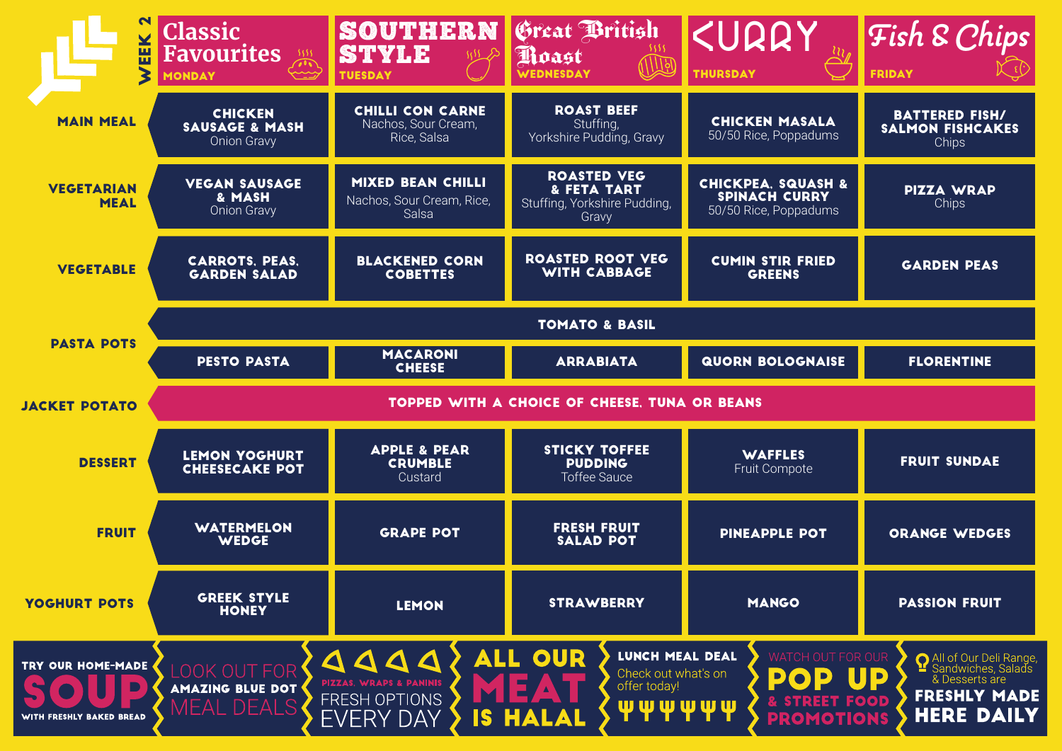# WEEK 2

| | Classic Favourites MONDAY | SOUTHERN STYLE TUESDAY | Great British Roast WEDNESDAY | CURRY THURSDAY | Fish & Chips FRIDAY |
|---|---|---|---|---|---|
| **MAIN MEAL** | **CHICKEN SAUSAGE & MASH** Onion Gravy | **CHILLI CON CARNE** Nachos, Sour Cream, Rice, Salsa | **ROAST BEEF** Stuffing, Yorkshire Pudding, Gravy | **CHICKEN MASALA** 50/50 Rice, Poppadums | **BATTERED FISH/ SALMON FISHCAKES** Chips |
| **VEGETARIAN MEAL** | **VEGAN SAUSAGE & MASH** Onion Gravy | **MIXED BEAN CHILLI** Nachos, Sour Cream, Rice, Salsa | **ROASTED VEG & FETA TART** Stuffing, Yorkshire Pudding, Gravy | **CHICKPEA, SQUASH & SPINACH CURRY** 50/50 Rice, Poppadums | **PIZZA WRAP** Chips |
| **VEGETABLE** | CARROTS, PEAS, GARDEN SALAD | BLACKENED CORN COBETTES | ROASTED ROOT VEG WITH CABBAGE | CUMIN STIR FRIED GREENS | GARDEN PEAS |
| **PASTA POTS** | TOMATO & BASIL | | | | |
| | PESTO PASTA | MACARONI CHEESE | ARRABIATA | QUORN BOLOGNAISE | FLORENTINE |
| **JACKET POTATO** | TOPPED WITH A CHOICE OF CHEESE, TUNA OR BEANS | | | | |
| **DESSERT** | **LEMON YOGHURT CHEESECAKE POT** | **APPLE & PEAR CRUMBLE** Custard | **STICKY TOFFEE PUDDING** Toffee Sauce | **WAFFLES** Fruit Compote | **FRUIT SUNDAE** |
| **FRUIT** | WATERMELON WEDGE | GRAPE POT | FRESH FRUIT SALAD POT | PINEAPPLE POT | ORANGE WEDGES |
| **YOGHURT POTS** | GREEK STYLE HONEY | LEMON | STRAWBERRY | MANGO | PASSION FRUIT |

**TRY OUR HOME-MADE SOUP** WITH FRESHLY BAKED BREAD

LOOK OUT FOR **AMAZING BLUE DOT** MEAL DEALS

**PIZZAS, WRAPS & PANINIS** FRESH OPTIONS EVERY DAY

**ALL OUR MEAT IS HALAL**

**LUNCH MEAL DEAL** Check out what's on offer today!

WATCH OUT FOR OUR **POP UP & STREET FOOD PROMOTIONS**

All of Our Deli Range, Sandwiches, Salads & Desserts are **FRESHLY MADE HERE DAILY**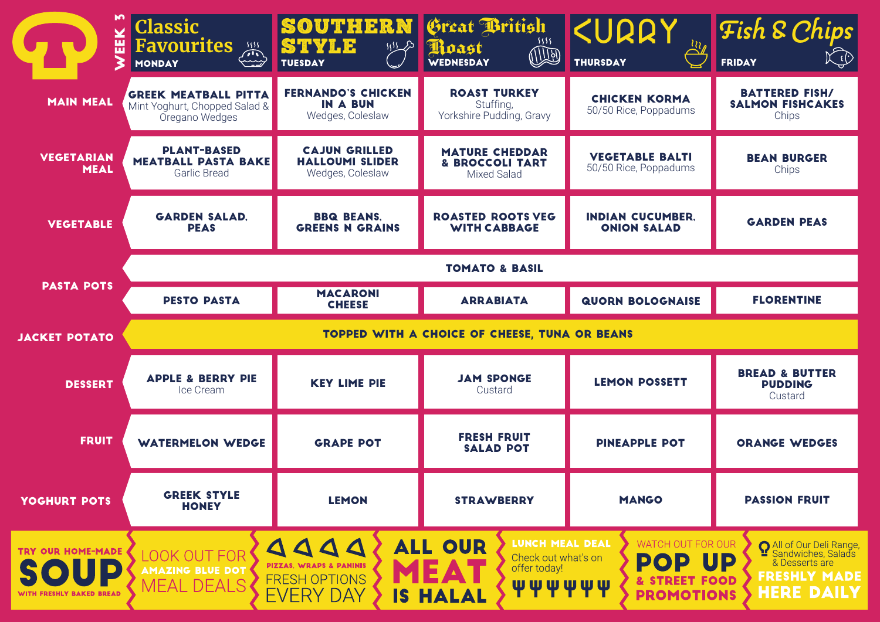# WEEK 3

| | Classic Favourites MONDAY | SOUTHERN STYLE TUESDAY | Great British Roast WEDNESDAY | CURRY THURSDAY | Fish & Chips FRIDAY |
|---|---|---|---|---|---|
| **MAIN MEAL** | **GREEK MEATBALL PITTA** Mint Yoghurt, Chopped Salad & Oregano Wedges | **FERNANDO'S CHICKEN IN A BUN** Wedges, Coleslaw | **ROAST TURKEY** Stuffing, Yorkshire Pudding, Gravy | **CHICKEN KORMA** 50/50 Rice, Poppadums | **BATTERED FISH/ SALMON FISHCAKES** Chips |
| **VEGETARIAN MEAL** | **PLANT-BASED MEATBALL PASTA BAKE** Garlic Bread | **CAJUN GRILLED HALLOUMI SLIDER** Wedges, Coleslaw | **MATURE CHEDDAR & BROCCOLI TART** Mixed Salad | **VEGETABLE BALTI** 50/50 Rice, Poppadums | **BEAN BURGER** Chips |
| **VEGETABLE** | GARDEN SALAD, PEAS | BBQ BEANS, GREENS N GRAINS | ROASTED ROOTS VEG WITH CABBAGE | INDIAN CUCUMBER, ONION SALAD | GARDEN PEAS |
| **PASTA POTS** | TOMATO & BASIL | TOMATO & BASIL | TOMATO & BASIL | TOMATO & BASIL | TOMATO & BASIL |
| | PESTO PASTA | MACARONI CHEESE | ARRABIATA | QUORN BOLOGNAISE | FLORENTINE |
| **JACKET POTATO** | TOPPED WITH A CHOICE OF CHEESE, TUNA OR BEANS | | | | |
| **DESSERT** | **APPLE & BERRY PIE** Ice Cream | KEY LIME PIE | **JAM SPONGE** Custard | LEMON POSSETT | **BREAD & BUTTER PUDDING** Custard |
| **FRUIT** | WATERMELON WEDGE | GRAPE POT | FRESH FRUIT SALAD POT | PINEAPPLE POT | ORANGE WEDGES |
| **YOGHURT POTS** | GREEK STYLE HONEY | LEMON | STRAWBERRY | MANGO | PASSION FRUIT |

TRY OUR HOME-MADE **SOUP** WITH FRESHLY BAKED BREAD

LOOK OUT FOR **AMAZING BLUE DOT** MEAL DEALS

PIZZAS, WRAPS & PANINIS FRESH OPTIONS EVERY DAY

**ALL OUR MEAT IS HALAL**

**LUNCH MEAL DEAL** Check out what's on offer today!

WATCH OUT FOR OUR **POP UP & STREET FOOD PROMOTIONS**

All of Our Deli Range, Sandwiches, Salads & Desserts are **FRESHLY MADE HERE DAILY**